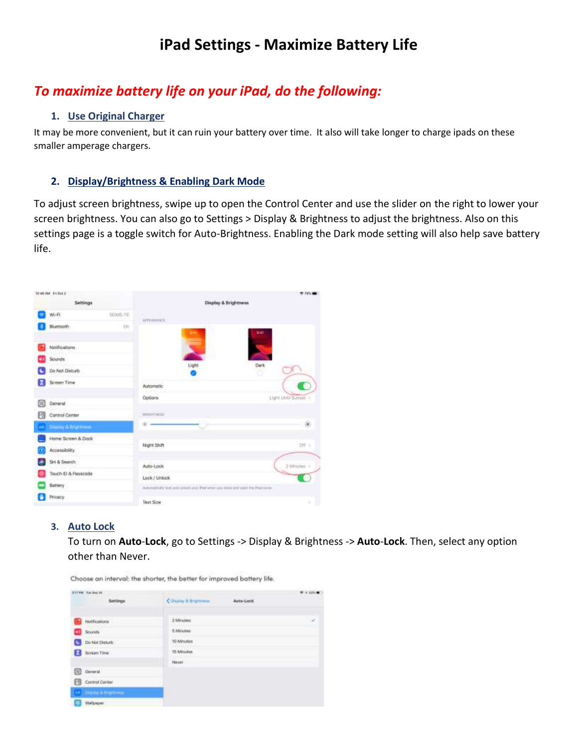# iPad Settings - Maximize Battery Life

## *To maximize battery life on your iPad, do the following:*

### 1. Use Original Charger

It may be more convenient, but it can ruin your battery over time. It also will take longer to charge ipads on these smaller amperage chargers.

### 2. Display/Brightness & Enabling Dark Mode

To adjust screen brightness, swipe up to open the Control Center and use the slider on the right to lower your screen brightness. You can also go to Settings > Display & Brightness to adjust the brightness. Also on this settings page is a toggle switch for Auto-Brightness. Enabling the Dark mode setting will also help save battery life.

### 3. Auto Lock

To turn on **Auto**-**Lock**, go to Settings -> Display & Brightness -> **Auto**-**Lock**. Then, select any option other than Never.

Choose an interval: the shorter, the better for improved battery life.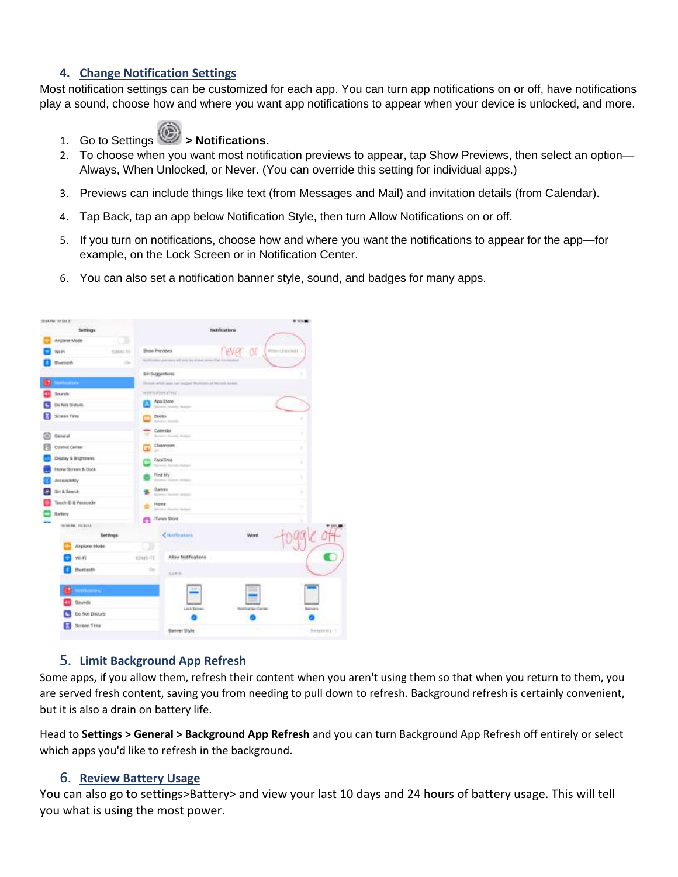## 4. Change Notification Settings

Most notification settings can be customized for each app. You can turn app notifications on or off, have notifications play a sound, choose how and where you want app notifications to appear when your device is unlocked, and more.

1. Go to Settings **> Notifications.**
2. To choose when you want most notification previews to appear, tap Show Previews, then select an option—Always, When Unlocked, or Never. (You can override this setting for individual apps.)
3. Previews can include things like text (from Messages and Mail) and invitation details (from Calendar).
4. Tap Back, tap an app below Notification Style, then turn Allow Notifications on or off.
5. If you turn on notifications, choose how and where you want the notifications to appear for the app—for example, on the Lock Screen or in Notification Center.
6. You can also set a notification banner style, sound, and badges for many apps.

## 5. Limit Background App Refresh

Some apps, if you allow them, refresh their content when you aren't using them so that when you return to them, you are served fresh content, saving you from needing to pull down to refresh. Background refresh is certainly convenient, but it is also a drain on battery life.

Head to **Settings > General > Background App Refresh** and you can turn Background App Refresh off entirely or select which apps you'd like to refresh in the background.

## 6. Review Battery Usage

You can also go to settings>Battery> and view your last 10 days and 24 hours of battery usage. This will tell you what is using the most power.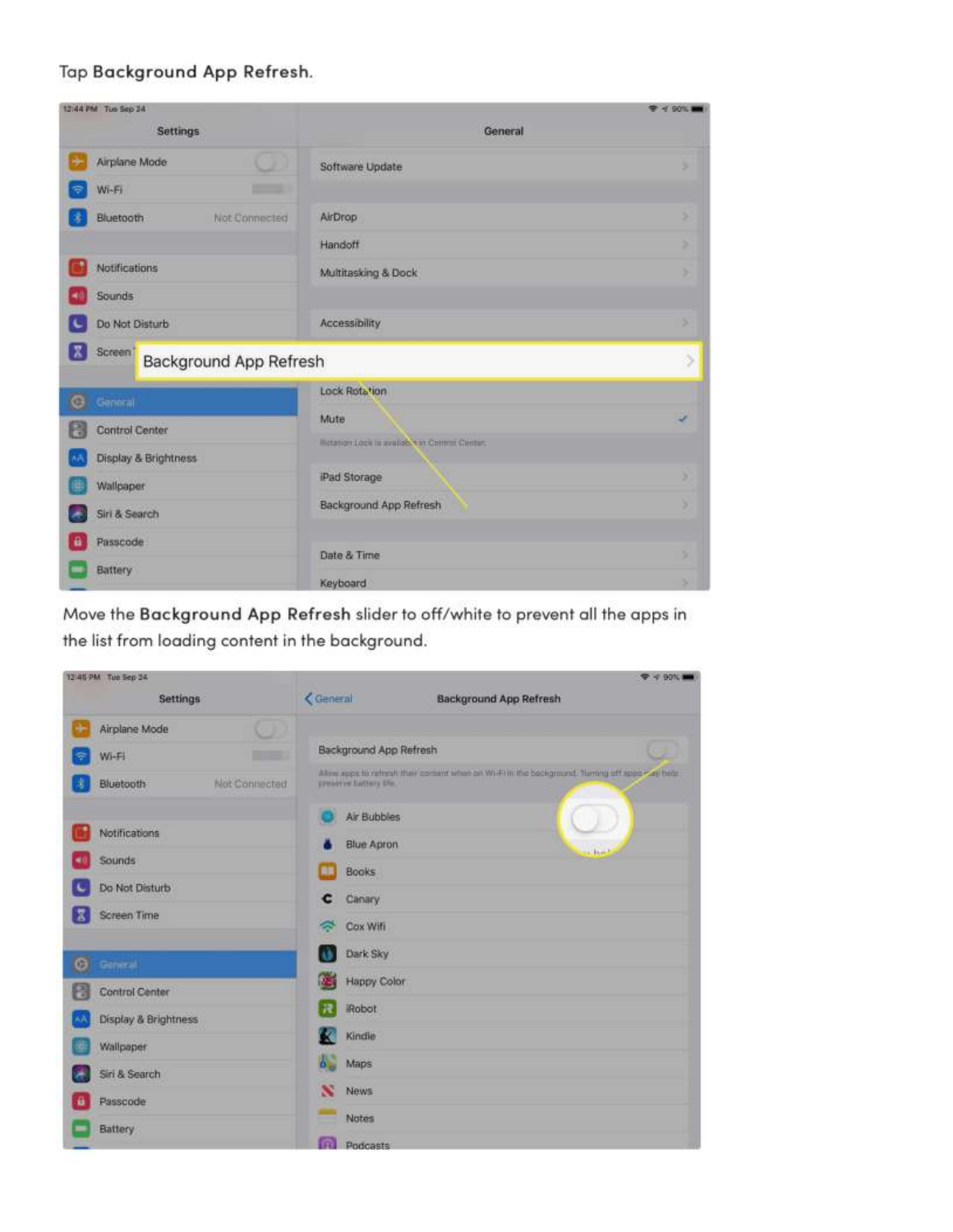Tap **Background App Refresh**.

Move the **Background App Refresh** slider to off/white to prevent all the apps in the list from loading content in the background.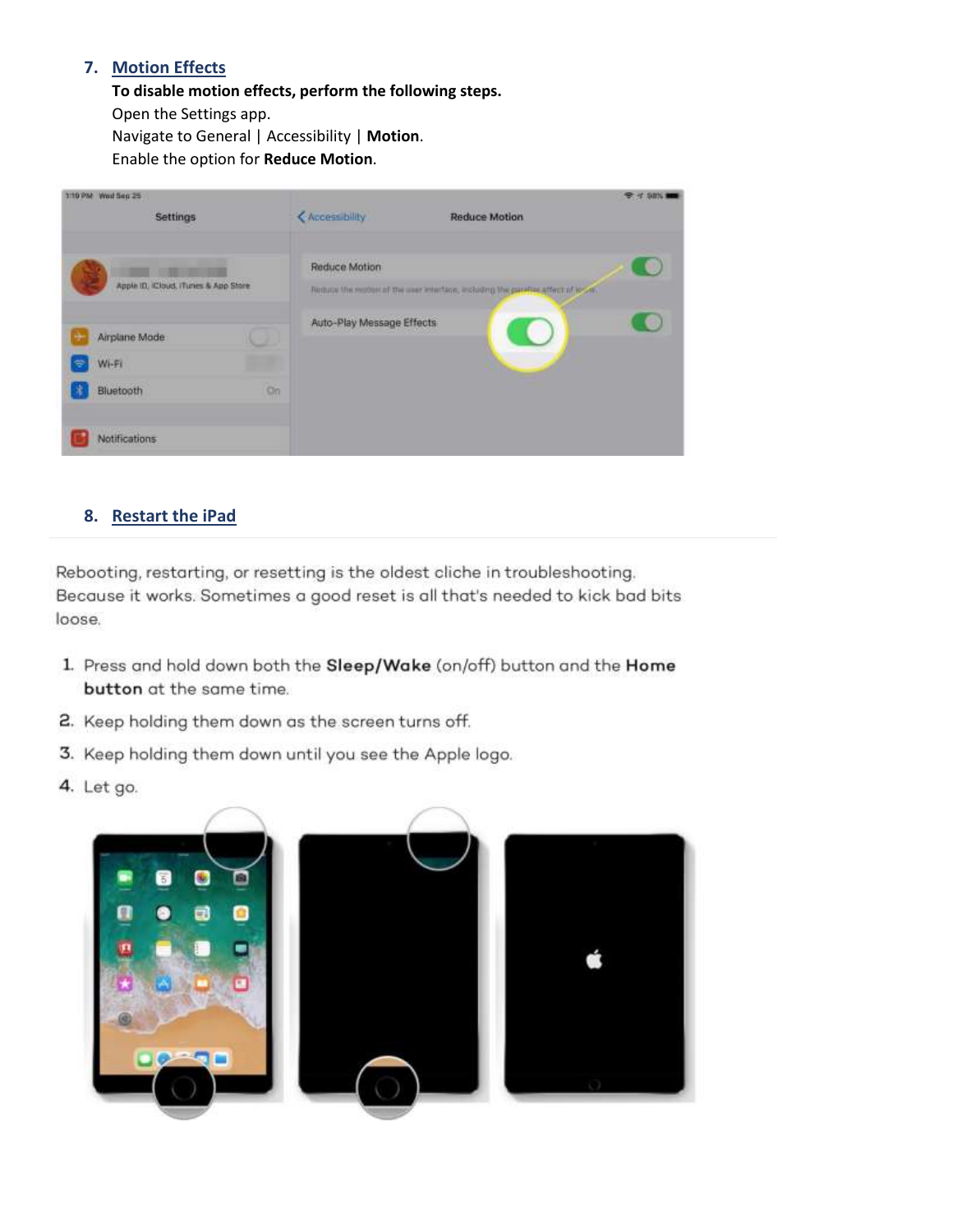7. **Motion Effects**

**To disable motion effects, perform the following steps.**
Open the Settings app.
Navigate to General | Accessibility | **Motion**.
Enable the option for **Reduce Motion**.

8. **Restart the iPad**

Rebooting, restarting, or resetting is the oldest cliche in troubleshooting. Because it works. Sometimes a good reset is all that's needed to kick bad bits loose.

1. Press and hold down both the **Sleep/Wake** (on/off) button and the **Home button** at the same time.
2. Keep holding them down as the screen turns off.
3. Keep holding them down until you see the Apple logo.
4. Let go.